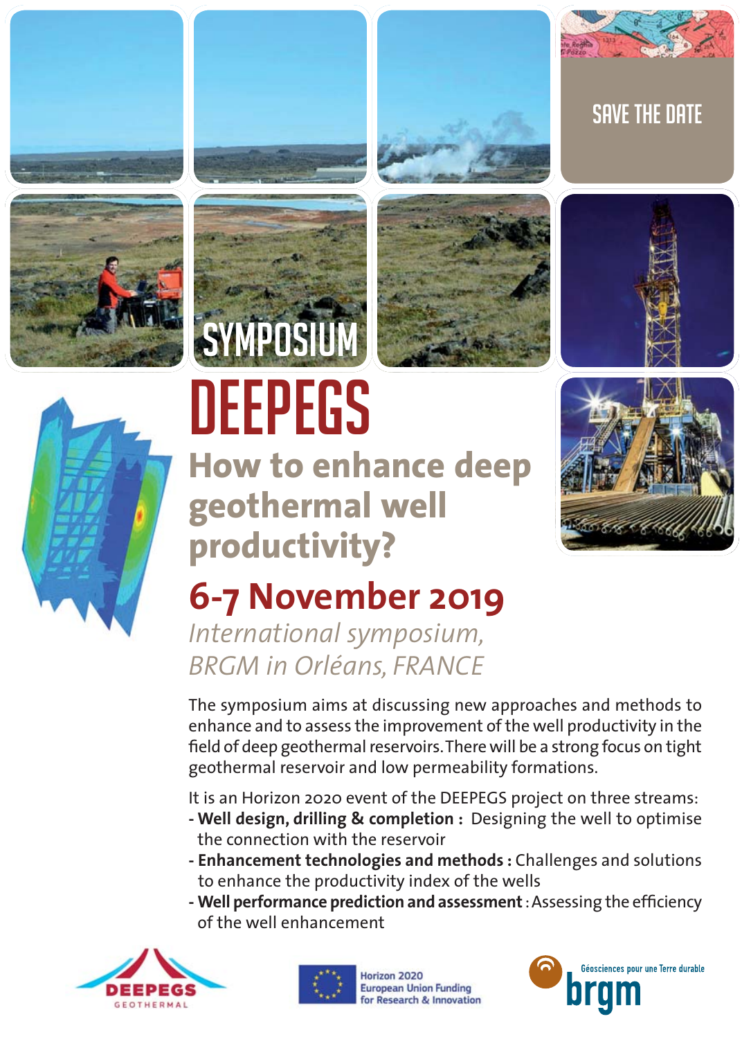SAVE THE DATE

SYMPOSIUM

# DEEPEGS

## How to enhance deep geothermal well productivity?

## 6-7 November 2019

*International symposium,*
*BRGM in Orléans, FRANCE*

The symposium aims at discussing new approaches and methods to enhance and to assess the improvement of the well productivity in the field of deep geothermal reservoirs. There will be a strong focus on tight geothermal reservoir and low permeability formations.

It is an Horizon 2020 event of the DEEPEGS project on three streams:

- **Well design, drilling & completion :** Designing the well to optimise the connection with the reservoir
- **Enhancement technologies and methods :** Challenges and solutions to enhance the productivity index of the wells
- **Well performance prediction and assessment** : Assessing the efficiency of the well enhancement

DEEPEGS GEOTHERMAL

Horizon 2020 European Union Funding for Research & Innovation

Géosciences pour une Terre durable brgm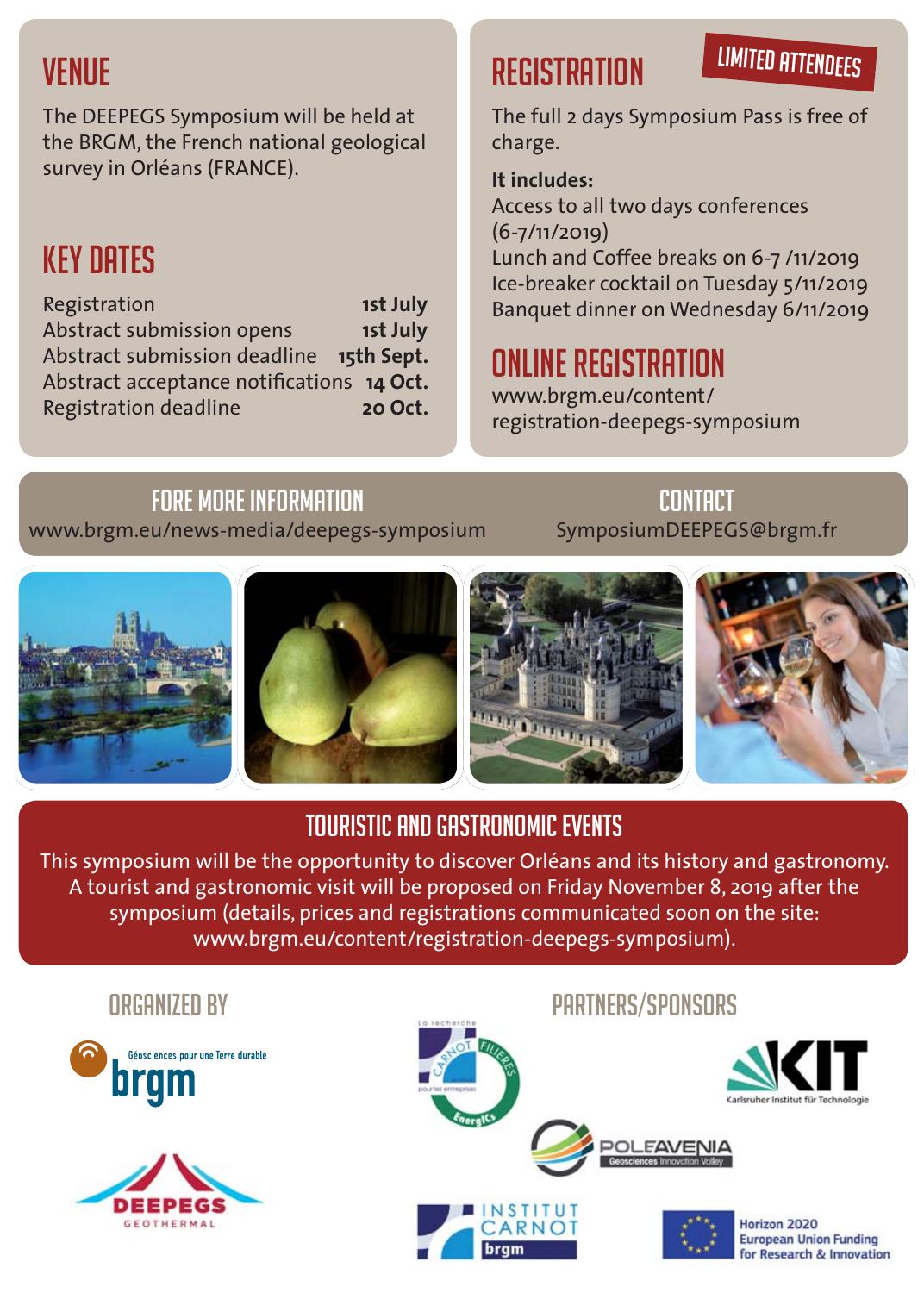## VENUE

The DEEPEGS Symposium will be held at the BRGM, the French national geological survey in Orléans (FRANCE).

## KEY DATES

| | |
|---|---|
| Registration | 1st July |
| Abstract submission opens | 1st July |
| Abstract submission deadline | 15th Sept. |
| Abstract acceptance notifications | 14 Oct. |
| Registration deadline | 20 Oct. |

## REGISTRATION

LIMITED ATTENDEES

The full 2 days Symposium Pass is free of charge.

**It includes:**

Access to all two days conferences (6-7/11/2019)
Lunch and Coffee breaks on 6-7 /11/2019
Ice-breaker cocktail on Tuesday 5/11/2019
Banquet dinner on Wednesday 6/11/2019

## ONLINE REGISTRATION

www.brgm.eu/content/registration-deepegs-symposium

## FORE MORE INFORMATION

www.brgm.eu/news-media/deepegs-symposium

## CONTACT

SymposiumDEEPEGS@brgm.fr

## TOURISTIC AND GASTRONOMIC EVENTS

This symposium will be the opportunity to discover Orléans and its history and gastronomy. A tourist and gastronomic visit will be proposed on Friday November 8, 2019 after the symposium (details, prices and registrations communicated soon on the site: www.brgm.eu/content/registration-deepegs-symposium).

## ORGANIZED BY

Géosciences pour une Terre durable brgm

DEEPEGS GEOTHERMAL

## PARTNERS/SPONSORS

La recherche CARNOT FILIÈRES pour les entreprises EnergICs

KIT Karlsruher Institut für Technologie

POLEAVENIA Geosciences Innovation Valley

INSTITUT CARNOT brgm

Horizon 2020 European Union Funding for Research & Innovation